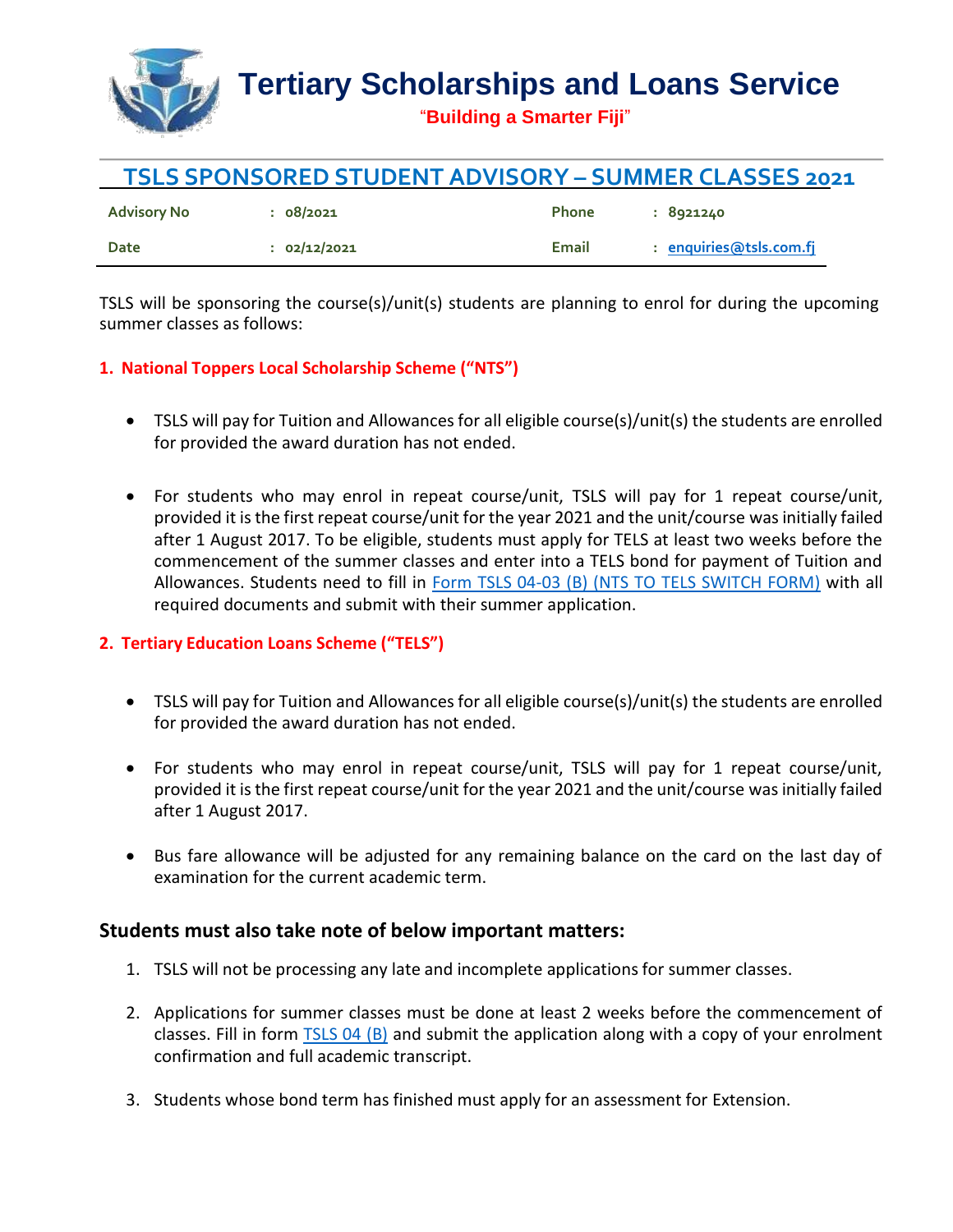# Tertiary Scholarships and Loans Service

"**Building a Smarter Fiji**"

## TSLS SPONSORED STUDENT ADVISORY – SUMMER CLASSES 2021

| | | | |
|---|---|---|---|
| **Advisory No** | **: 08/2021** | **Phone** | **: 8921240** |
| **Date** | **: 02/12/2021** | **Email** | **: enquiries@tsls.com.fj** |

TSLS will be sponsoring the course(s)/unit(s) students are planning to enrol for during the upcoming summer classes as follows:

### 1. National Toppers Local Scholarship Scheme ("NTS")

- TSLS will pay for Tuition and Allowances for all eligible course(s)/unit(s) the students are enrolled for provided the award duration has not ended.
- For students who may enrol in repeat course/unit, TSLS will pay for 1 repeat course/unit, provided it is the first repeat course/unit for the year 2021 and the unit/course was initially failed after 1 August 2017. To be eligible, students must apply for TELS at least two weeks before the commencement of the summer classes and enter into a TELS bond for payment of Tuition and Allowances. Students need to fill in Form TSLS 04-03 (B) (NTS TO TELS SWITCH FORM) with all required documents and submit with their summer application.

### 2. Tertiary Education Loans Scheme ("TELS")

- TSLS will pay for Tuition and Allowances for all eligible course(s)/unit(s) the students are enrolled for provided the award duration has not ended.
- For students who may enrol in repeat course/unit, TSLS will pay for 1 repeat course/unit, provided it is the first repeat course/unit for the year 2021 and the unit/course was initially failed after 1 August 2017.
- Bus fare allowance will be adjusted for any remaining balance on the card on the last day of examination for the current academic term.

### Students must also take note of below important matters:

1. TSLS will not be processing any late and incomplete applications for summer classes.
2. Applications for summer classes must be done at least 2 weeks before the commencement of classes. Fill in form TSLS 04 (B) and submit the application along with a copy of your enrolment confirmation and full academic transcript.
3. Students whose bond term has finished must apply for an assessment for Extension.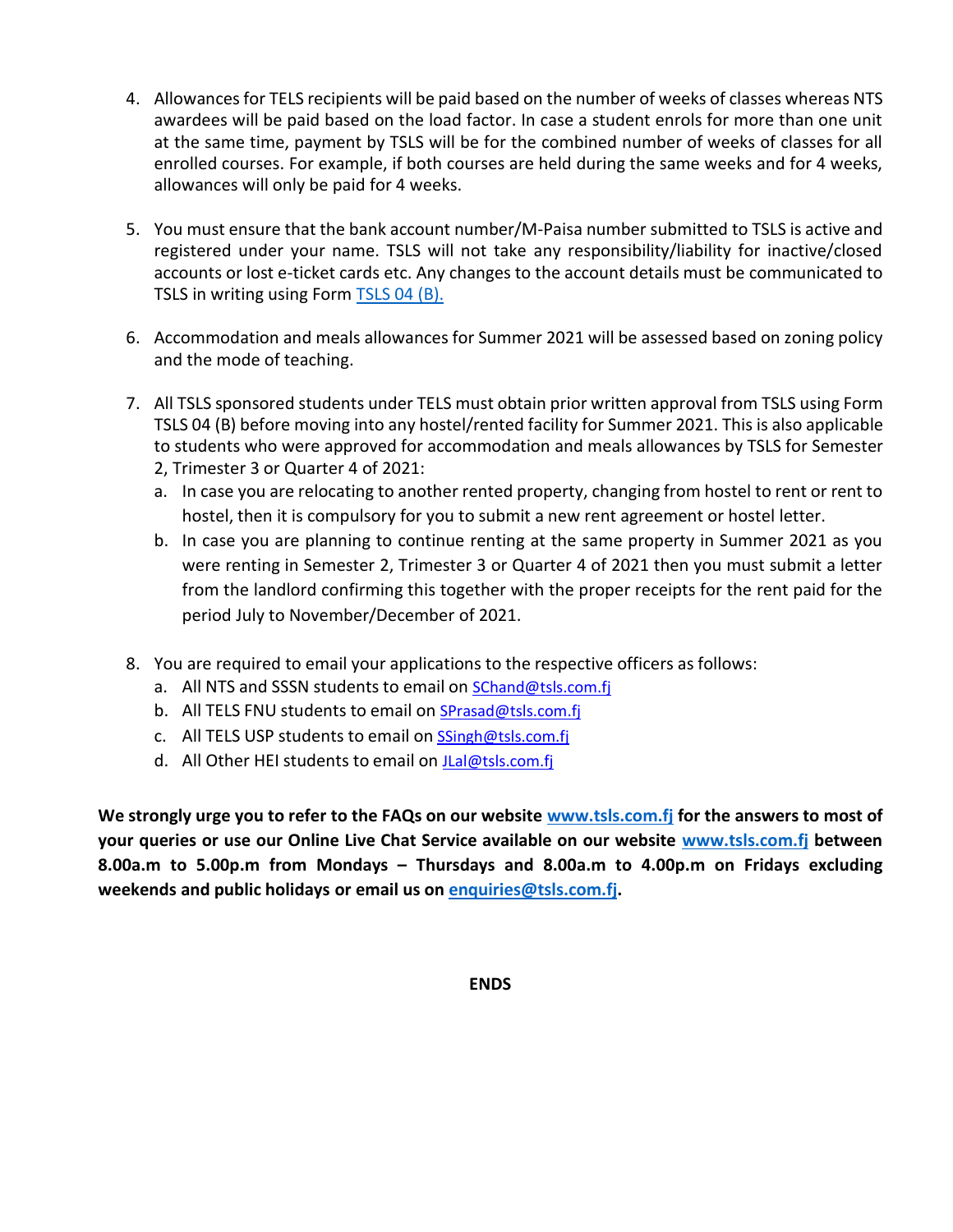4. Allowances for TELS recipients will be paid based on the number of weeks of classes whereas NTS awardees will be paid based on the load factor. In case a student enrols for more than one unit at the same time, payment by TSLS will be for the combined number of weeks of classes for all enrolled courses. For example, if both courses are held during the same weeks and for 4 weeks, allowances will only be paid for 4 weeks.

5. You must ensure that the bank account number/M-Paisa number submitted to TSLS is active and registered under your name. TSLS will not take any responsibility/liability for inactive/closed accounts or lost e-ticket cards etc. Any changes to the account details must be communicated to TSLS in writing using Form TSLS 04 (B).

6. Accommodation and meals allowances for Summer 2021 will be assessed based on zoning policy and the mode of teaching.

7. All TSLS sponsored students under TELS must obtain prior written approval from TSLS using Form TSLS 04 (B) before moving into any hostel/rented facility for Summer 2021. This is also applicable to students who were approved for accommodation and meals allowances by TSLS for Semester 2, Trimester 3 or Quarter 4 of 2021:
   a. In case you are relocating to another rented property, changing from hostel to rent or rent to hostel, then it is compulsory for you to submit a new rent agreement or hostel letter.
   b. In case you are planning to continue renting at the same property in Summer 2021 as you were renting in Semester 2, Trimester 3 or Quarter 4 of 2021 then you must submit a letter from the landlord confirming this together with the proper receipts for the rent paid for the period July to November/December of 2021.

8. You are required to email your applications to the respective officers as follows:
   a. All NTS and SSSN students to email on SChand@tsls.com.fj
   b. All TELS FNU students to email on SPrasad@tsls.com.fj
   c. All TELS USP students to email on SSingh@tsls.com.fj
   d. All Other HEI students to email on JLal@tsls.com.fj

**We strongly urge you to refer to the FAQs on our website www.tsls.com.fj for the answers to most of your queries or use our Online Live Chat Service available on our website www.tsls.com.fj between 8.00a.m to 5.00p.m from Mondays – Thursdays and 8.00a.m to 4.00p.m on Fridays excluding weekends and public holidays or email us on enquiries@tsls.com.fj.**

**ENDS**